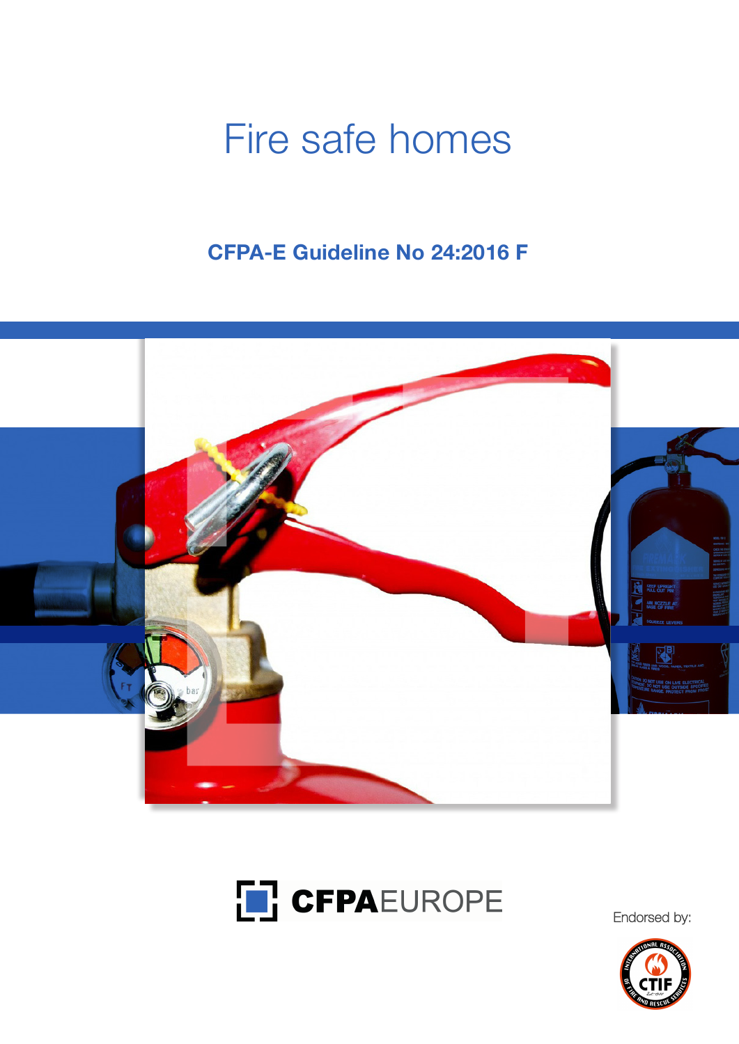# Fire safe homes

**CFPA-E Guideline No 24:2016 F**

CFPA EUROPE

Endorsed by: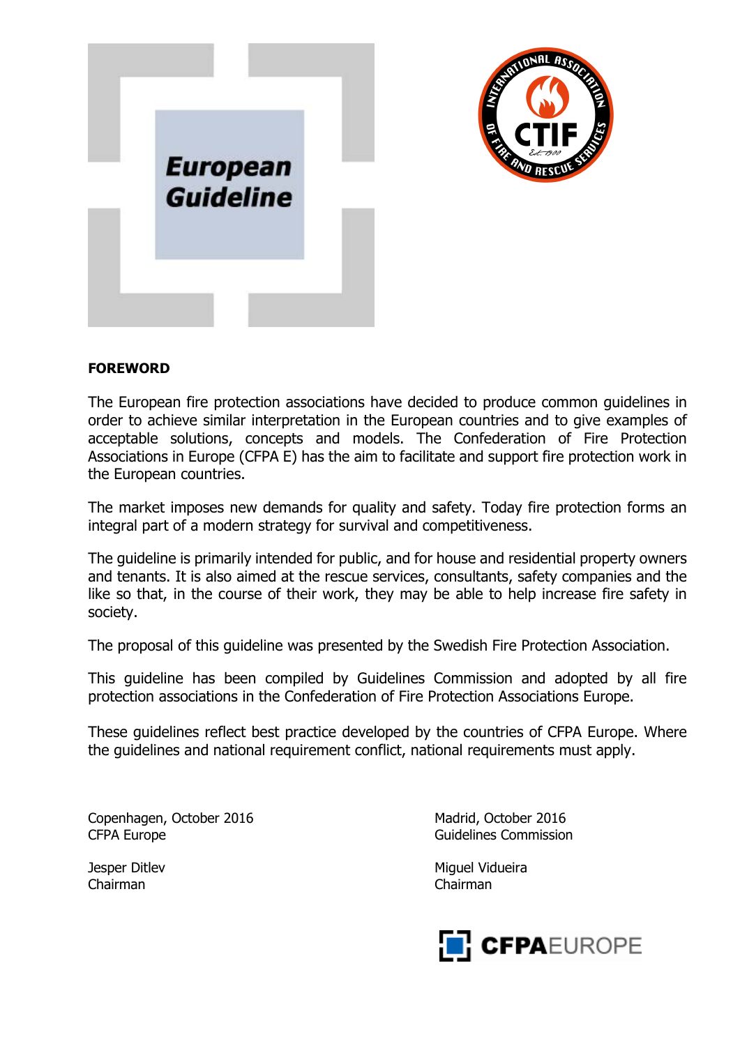**European Guideline**

## FOREWORD

The European fire protection associations have decided to produce common guidelines in order to achieve similar interpretation in the European countries and to give examples of acceptable solutions, concepts and models. The Confederation of Fire Protection Associations in Europe (CFPA E) has the aim to facilitate and support fire protection work in the European countries.

The market imposes new demands for quality and safety. Today fire protection forms an integral part of a modern strategy for survival and competitiveness.

The guideline is primarily intended for public, and for house and residential property owners and tenants. It is also aimed at the rescue services, consultants, safety companies and the like so that, in the course of their work, they may be able to help increase fire safety in society.

The proposal of this guideline was presented by the Swedish Fire Protection Association.

This guideline has been compiled by Guidelines Commission and adopted by all fire protection associations in the Confederation of Fire Protection Associations Europe.

These guidelines reflect best practice developed by the countries of CFPA Europe. Where the guidelines and national requirement conflict, national requirements must apply.

Copenhagen, October 2016
CFPA Europe

Jesper Ditlev
Chairman

Madrid, October 2016
Guidelines Commission

Miguel Vidueira
Chairman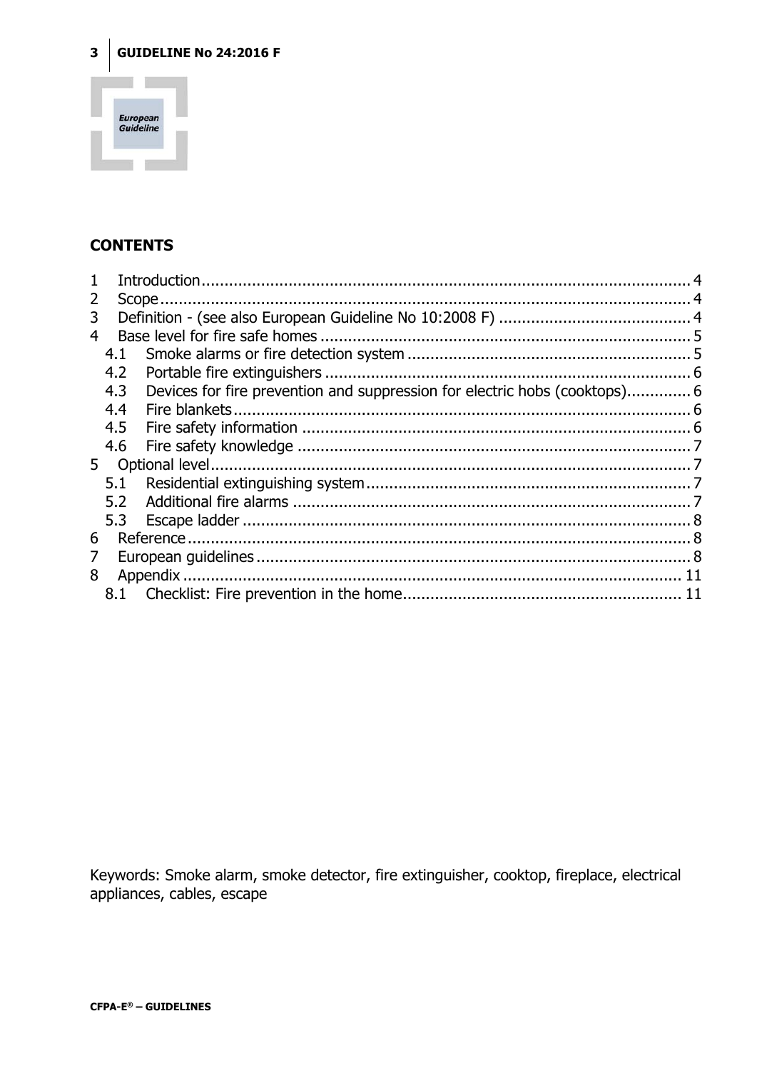## CONTENTS

1 Introduction ... 4
2 Scope ... 4
3 Definition - (see also European Guideline No 10:2008 F) ... 4
4 Base level for fire safe homes ... 5
  4.1 Smoke alarms or fire detection system ... 5
  4.2 Portable fire extinguishers ... 6
  4.3 Devices for fire prevention and suppression for electric hobs (cooktops) ... 6
  4.4 Fire blankets ... 6
  4.5 Fire safety information ... 6
  4.6 Fire safety knowledge ... 7
5 Optional level ... 7
  5.1 Residential extinguishing system ... 7
  5.2 Additional fire alarms ... 7
  5.3 Escape ladder ... 8
6 Reference ... 8
7 European guidelines ... 8
8 Appendix ... 11
  8.1 Checklist: Fire prevention in the home ... 11

Keywords: Smoke alarm, smoke detector, fire extinguisher, cooktop, fireplace, electrical appliances, cables, escape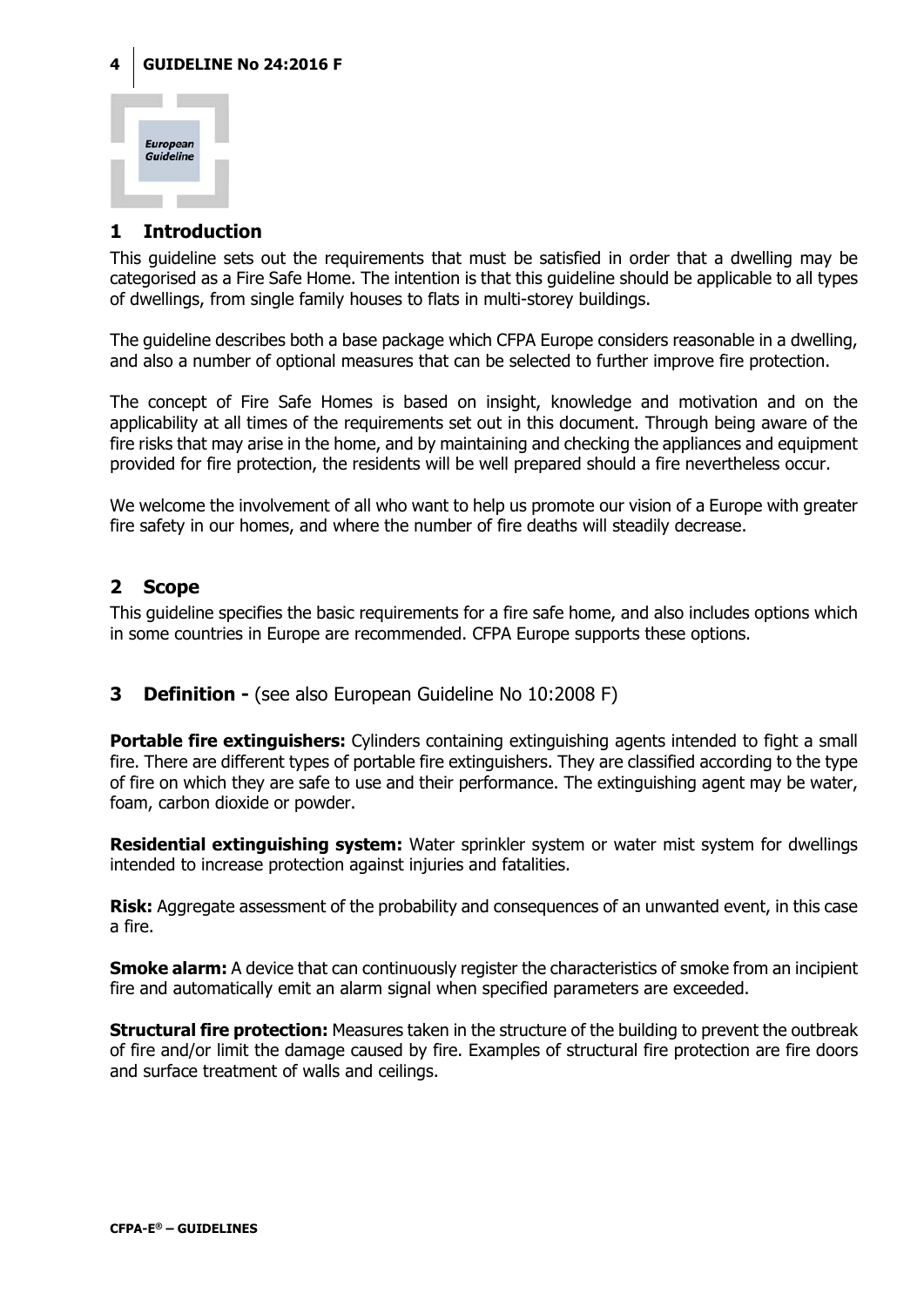## 1 Introduction

This guideline sets out the requirements that must be satisfied in order that a dwelling may be categorised as a Fire Safe Home. The intention is that this guideline should be applicable to all types of dwellings, from single family houses to flats in multi-storey buildings.

The guideline describes both a base package which CFPA Europe considers reasonable in a dwelling, and also a number of optional measures that can be selected to further improve fire protection.

The concept of Fire Safe Homes is based on insight, knowledge and motivation and on the applicability at all times of the requirements set out in this document. Through being aware of the fire risks that may arise in the home, and by maintaining and checking the appliances and equipment provided for fire protection, the residents will be well prepared should a fire nevertheless occur.

We welcome the involvement of all who want to help us promote our vision of a Europe with greater fire safety in our homes, and where the number of fire deaths will steadily decrease.

## 2 Scope

This guideline specifies the basic requirements for a fire safe home, and also includes options which in some countries in Europe are recommended. CFPA Europe supports these options.

## 3 Definition - (see also European Guideline No 10:2008 F)

**Portable fire extinguishers:** Cylinders containing extinguishing agents intended to fight a small fire. There are different types of portable fire extinguishers. They are classified according to the type of fire on which they are safe to use and their performance. The extinguishing agent may be water, foam, carbon dioxide or powder.

**Residential extinguishing system:** Water sprinkler system or water mist system for dwellings intended to increase protection against injuries and fatalities.

**Risk:** Aggregate assessment of the probability and consequences of an unwanted event, in this case a fire.

**Smoke alarm:** A device that can continuously register the characteristics of smoke from an incipient fire and automatically emit an alarm signal when specified parameters are exceeded.

**Structural fire protection:** Measures taken in the structure of the building to prevent the outbreak of fire and/or limit the damage caused by fire. Examples of structural fire protection are fire doors and surface treatment of walls and ceilings.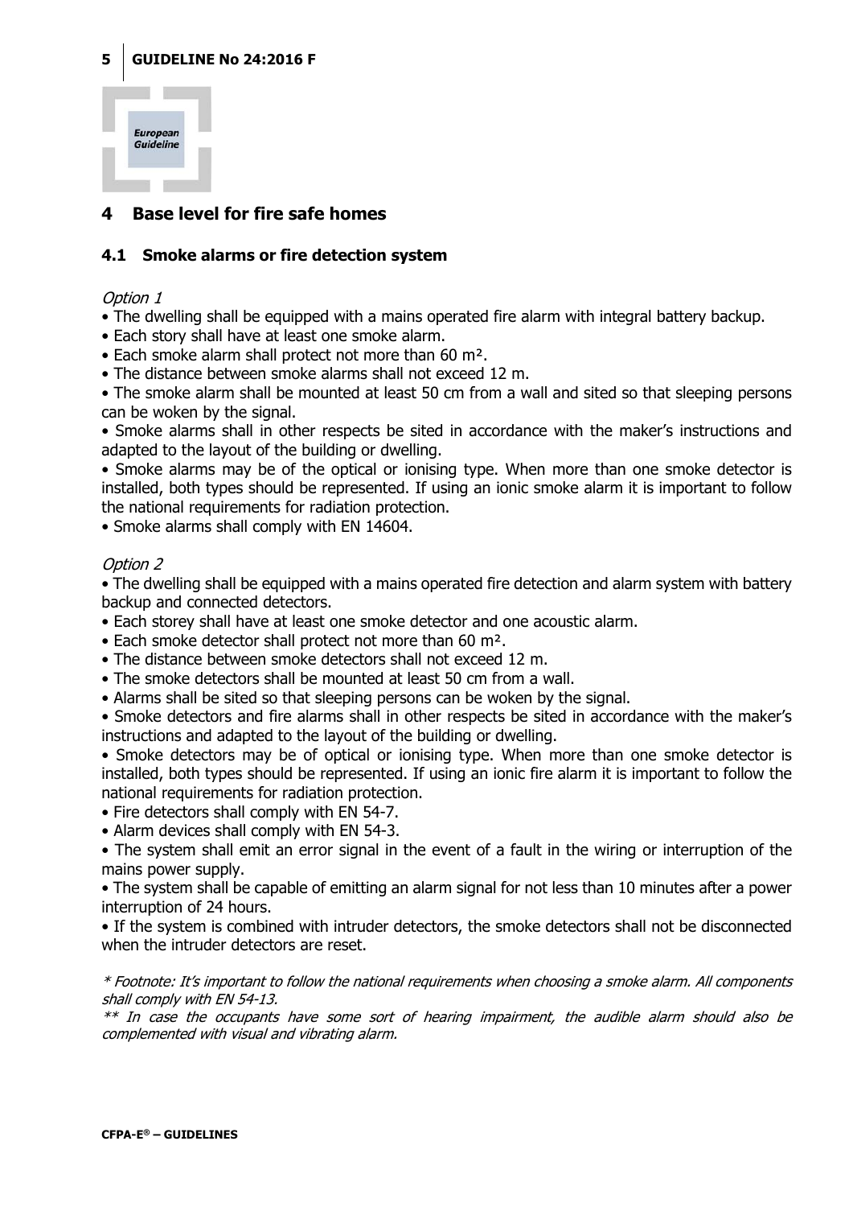## 4 Base level for fire safe homes

### 4.1 Smoke alarms or fire detection system

*Option 1*

- The dwelling shall be equipped with a mains operated fire alarm with integral battery backup.
- Each story shall have at least one smoke alarm.
- Each smoke alarm shall protect not more than 60 m².
- The distance between smoke alarms shall not exceed 12 m.
- The smoke alarm shall be mounted at least 50 cm from a wall and sited so that sleeping persons can be woken by the signal.
- Smoke alarms shall in other respects be sited in accordance with the maker's instructions and adapted to the layout of the building or dwelling.
- Smoke alarms may be of the optical or ionising type. When more than one smoke detector is installed, both types should be represented. If using an ionic smoke alarm it is important to follow the national requirements for radiation protection.
- Smoke alarms shall comply with EN 14604.

*Option 2*

- The dwelling shall be equipped with a mains operated fire detection and alarm system with battery backup and connected detectors.
- Each storey shall have at least one smoke detector and one acoustic alarm.
- Each smoke detector shall protect not more than 60 m².
- The distance between smoke detectors shall not exceed 12 m.
- The smoke detectors shall be mounted at least 50 cm from a wall.
- Alarms shall be sited so that sleeping persons can be woken by the signal.
- Smoke detectors and fire alarms shall in other respects be sited in accordance with the maker's instructions and adapted to the layout of the building or dwelling.
- Smoke detectors may be of optical or ionising type. When more than one smoke detector is installed, both types should be represented. If using an ionic fire alarm it is important to follow the national requirements for radiation protection.
- Fire detectors shall comply with EN 54-7.
- Alarm devices shall comply with EN 54-3.
- The system shall emit an error signal in the event of a fault in the wiring or interruption of the mains power supply.
- The system shall be capable of emitting an alarm signal for not less than 10 minutes after a power interruption of 24 hours.
- If the system is combined with intruder detectors, the smoke detectors shall not be disconnected when the intruder detectors are reset.

*\* Footnote: It's important to follow the national requirements when choosing a smoke alarm. All components shall comply with EN 54-13.*

*\*\* In case the occupants have some sort of hearing impairment, the audible alarm should also be complemented with visual and vibrating alarm.*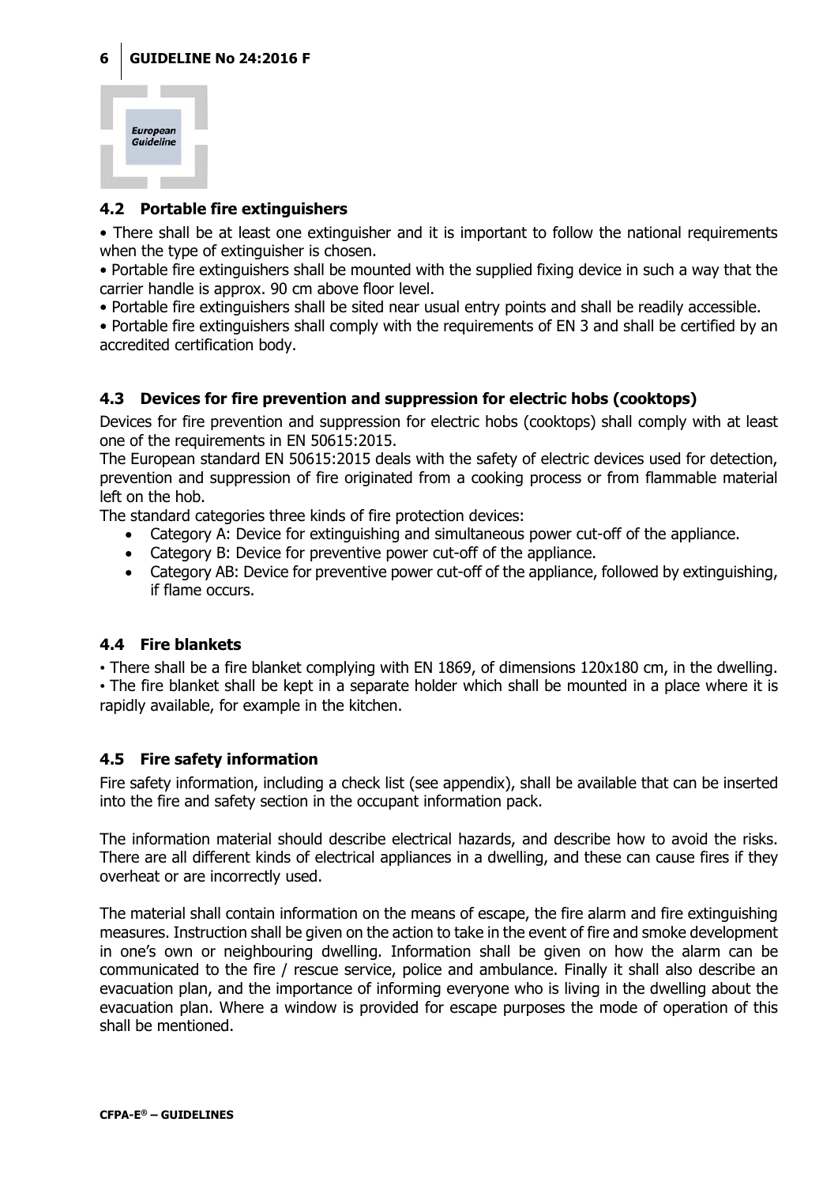## 4.2 Portable fire extinguishers

- There shall be at least one extinguisher and it is important to follow the national requirements when the type of extinguisher is chosen.
- Portable fire extinguishers shall be mounted with the supplied fixing device in such a way that the carrier handle is approx. 90 cm above floor level.
- Portable fire extinguishers shall be sited near usual entry points and shall be readily accessible.
- Portable fire extinguishers shall comply with the requirements of EN 3 and shall be certified by an accredited certification body.

## 4.3 Devices for fire prevention and suppression for electric hobs (cooktops)

Devices for fire prevention and suppression for electric hobs (cooktops) shall comply with at least one of the requirements in EN 50615:2015.

The European standard EN 50615:2015 deals with the safety of electric devices used for detection, prevention and suppression of fire originated from a cooking process or from flammable material left on the hob.

The standard categories three kinds of fire protection devices:

- Category A: Device for extinguishing and simultaneous power cut-off of the appliance.
- Category B: Device for preventive power cut-off of the appliance.
- Category AB: Device for preventive power cut-off of the appliance, followed by extinguishing, if flame occurs.

## 4.4 Fire blankets

- There shall be a fire blanket complying with EN 1869, of dimensions 120x180 cm, in the dwelling.
- The fire blanket shall be kept in a separate holder which shall be mounted in a place where it is rapidly available, for example in the kitchen.

## 4.5 Fire safety information

Fire safety information, including a check list (see appendix), shall be available that can be inserted into the fire and safety section in the occupant information pack.

The information material should describe electrical hazards, and describe how to avoid the risks. There are all different kinds of electrical appliances in a dwelling, and these can cause fires if they overheat or are incorrectly used.

The material shall contain information on the means of escape, the fire alarm and fire extinguishing measures. Instruction shall be given on the action to take in the event of fire and smoke development in one's own or neighbouring dwelling. Information shall be given on how the alarm can be communicated to the fire / rescue service, police and ambulance. Finally it shall also describe an evacuation plan, and the importance of informing everyone who is living in the dwelling about the evacuation plan. Where a window is provided for escape purposes the mode of operation of this shall be mentioned.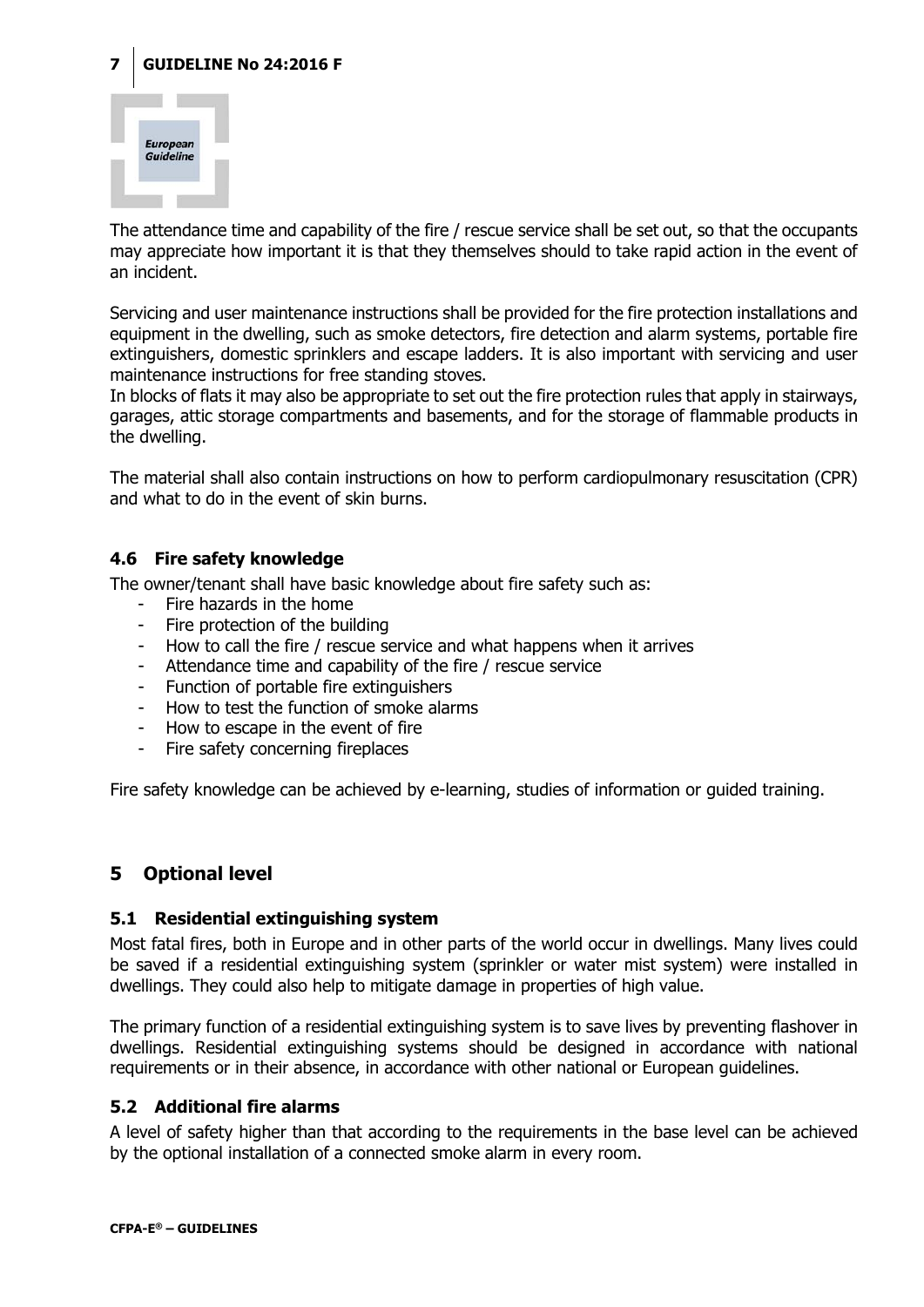The attendance time and capability of the fire / rescue service shall be set out, so that the occupants may appreciate how important it is that they themselves should to take rapid action in the event of an incident.

Servicing and user maintenance instructions shall be provided for the fire protection installations and equipment in the dwelling, such as smoke detectors, fire detection and alarm systems, portable fire extinguishers, domestic sprinklers and escape ladders. It is also important with servicing and user maintenance instructions for free standing stoves.
In blocks of flats it may also be appropriate to set out the fire protection rules that apply in stairways, garages, attic storage compartments and basements, and for the storage of flammable products in the dwelling.

The material shall also contain instructions on how to perform cardiopulmonary resuscitation (CPR) and what to do in the event of skin burns.

### 4.6 Fire safety knowledge

The owner/tenant shall have basic knowledge about fire safety such as:

- Fire hazards in the home
- Fire protection of the building
- How to call the fire / rescue service and what happens when it arrives
- Attendance time and capability of the fire / rescue service
- Function of portable fire extinguishers
- How to test the function of smoke alarms
- How to escape in the event of fire
- Fire safety concerning fireplaces

Fire safety knowledge can be achieved by e-learning, studies of information or guided training.

## 5 Optional level

### 5.1 Residential extinguishing system

Most fatal fires, both in Europe and in other parts of the world occur in dwellings. Many lives could be saved if a residential extinguishing system (sprinkler or water mist system) were installed in dwellings. They could also help to mitigate damage in properties of high value.

The primary function of a residential extinguishing system is to save lives by preventing flashover in dwellings. Residential extinguishing systems should be designed in accordance with national requirements or in their absence, in accordance with other national or European guidelines.

### 5.2 Additional fire alarms

A level of safety higher than that according to the requirements in the base level can be achieved by the optional installation of a connected smoke alarm in every room.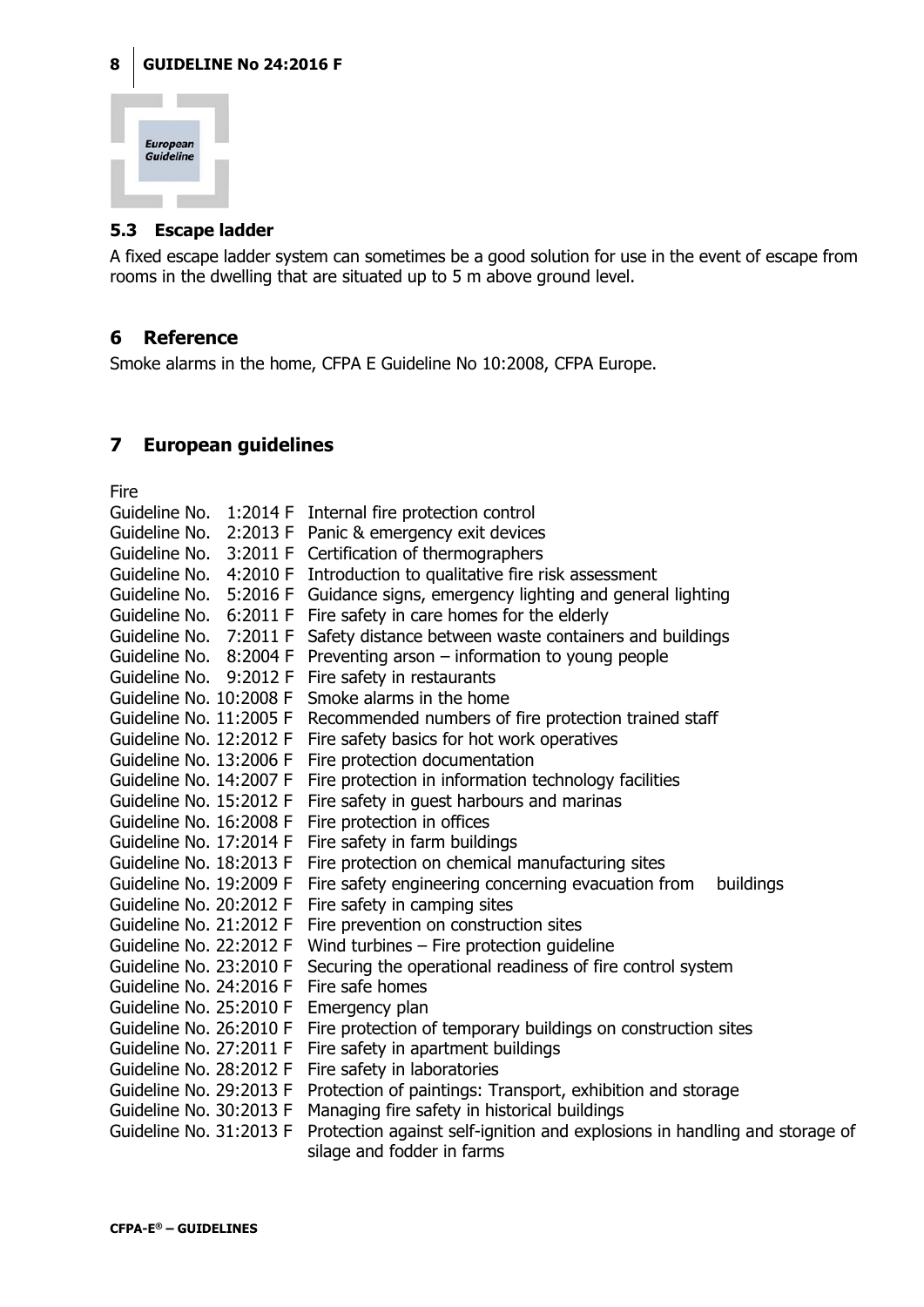### 5.3 Escape ladder

A fixed escape ladder system can sometimes be a good solution for use in the event of escape from rooms in the dwelling that are situated up to 5 m above ground level.

## 6 Reference

Smoke alarms in the home, CFPA E Guideline No 10:2008, CFPA Europe.

## 7 European guidelines

Fire

| | |
|---|---|
| Guideline No. 1:2014 F | Internal fire protection control |
| Guideline No. 2:2013 F | Panic & emergency exit devices |
| Guideline No. 3:2011 F | Certification of thermographers |
| Guideline No. 4:2010 F | Introduction to qualitative fire risk assessment |
| Guideline No. 5:2016 F | Guidance signs, emergency lighting and general lighting |
| Guideline No. 6:2011 F | Fire safety in care homes for the elderly |
| Guideline No. 7:2011 F | Safety distance between waste containers and buildings |
| Guideline No. 8:2004 F | Preventing arson – information to young people |
| Guideline No. 9:2012 F | Fire safety in restaurants |
| Guideline No. 10:2008 F | Smoke alarms in the home |
| Guideline No. 11:2005 F | Recommended numbers of fire protection trained staff |
| Guideline No. 12:2012 F | Fire safety basics for hot work operatives |
| Guideline No. 13:2006 F | Fire protection documentation |
| Guideline No. 14:2007 F | Fire protection in information technology facilities |
| Guideline No. 15:2012 F | Fire safety in guest harbours and marinas |
| Guideline No. 16:2008 F | Fire protection in offices |
| Guideline No. 17:2014 F | Fire safety in farm buildings |
| Guideline No. 18:2013 F | Fire protection on chemical manufacturing sites |
| Guideline No. 19:2009 F | Fire safety engineering concerning evacuation from buildings |
| Guideline No. 20:2012 F | Fire safety in camping sites |
| Guideline No. 21:2012 F | Fire prevention on construction sites |
| Guideline No. 22:2012 F | Wind turbines – Fire protection guideline |
| Guideline No. 23:2010 F | Securing the operational readiness of fire control system |
| Guideline No. 24:2016 F | Fire safe homes |
| Guideline No. 25:2010 F | Emergency plan |
| Guideline No. 26:2010 F | Fire protection of temporary buildings on construction sites |
| Guideline No. 27:2011 F | Fire safety in apartment buildings |
| Guideline No. 28:2012 F | Fire safety in laboratories |
| Guideline No. 29:2013 F | Protection of paintings: Transport, exhibition and storage |
| Guideline No. 30:2013 F | Managing fire safety in historical buildings |
| Guideline No. 31:2013 F | Protection against self-ignition and explosions in handling and storage of silage and fodder in farms |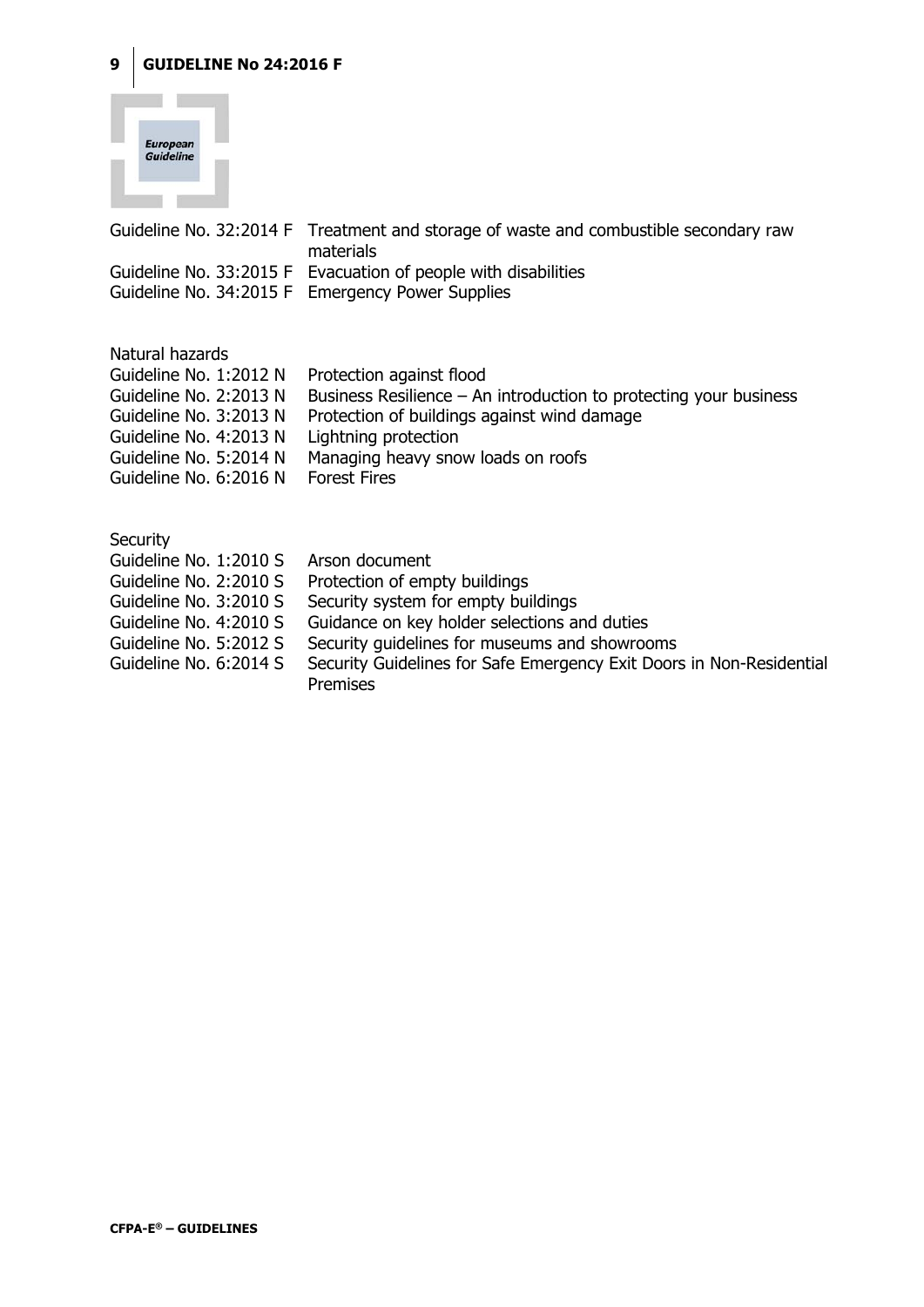| | |
|---|---|
| Guideline No. 32:2014 F | Treatment and storage of waste and combustible secondary raw materials |
| Guideline No. 33:2015 F | Evacuation of people with disabilities |
| Guideline No. 34:2015 F | Emergency Power Supplies |

Natural hazards

| | |
|---|---|
| Guideline No. 1:2012 N | Protection against flood |
| Guideline No. 2:2013 N | Business Resilience – An introduction to protecting your business |
| Guideline No. 3:2013 N | Protection of buildings against wind damage |
| Guideline No. 4:2013 N | Lightning protection |
| Guideline No. 5:2014 N | Managing heavy snow loads on roofs |
| Guideline No. 6:2016 N | Forest Fires |

Security

| | |
|---|---|
| Guideline No. 1:2010 S | Arson document |
| Guideline No. 2:2010 S | Protection of empty buildings |
| Guideline No. 3:2010 S | Security system for empty buildings |
| Guideline No. 4:2010 S | Guidance on key holder selections and duties |
| Guideline No. 5:2012 S | Security guidelines for museums and showrooms |
| Guideline No. 6:2014 S | Security Guidelines for Safe Emergency Exit Doors in Non-Residential Premises |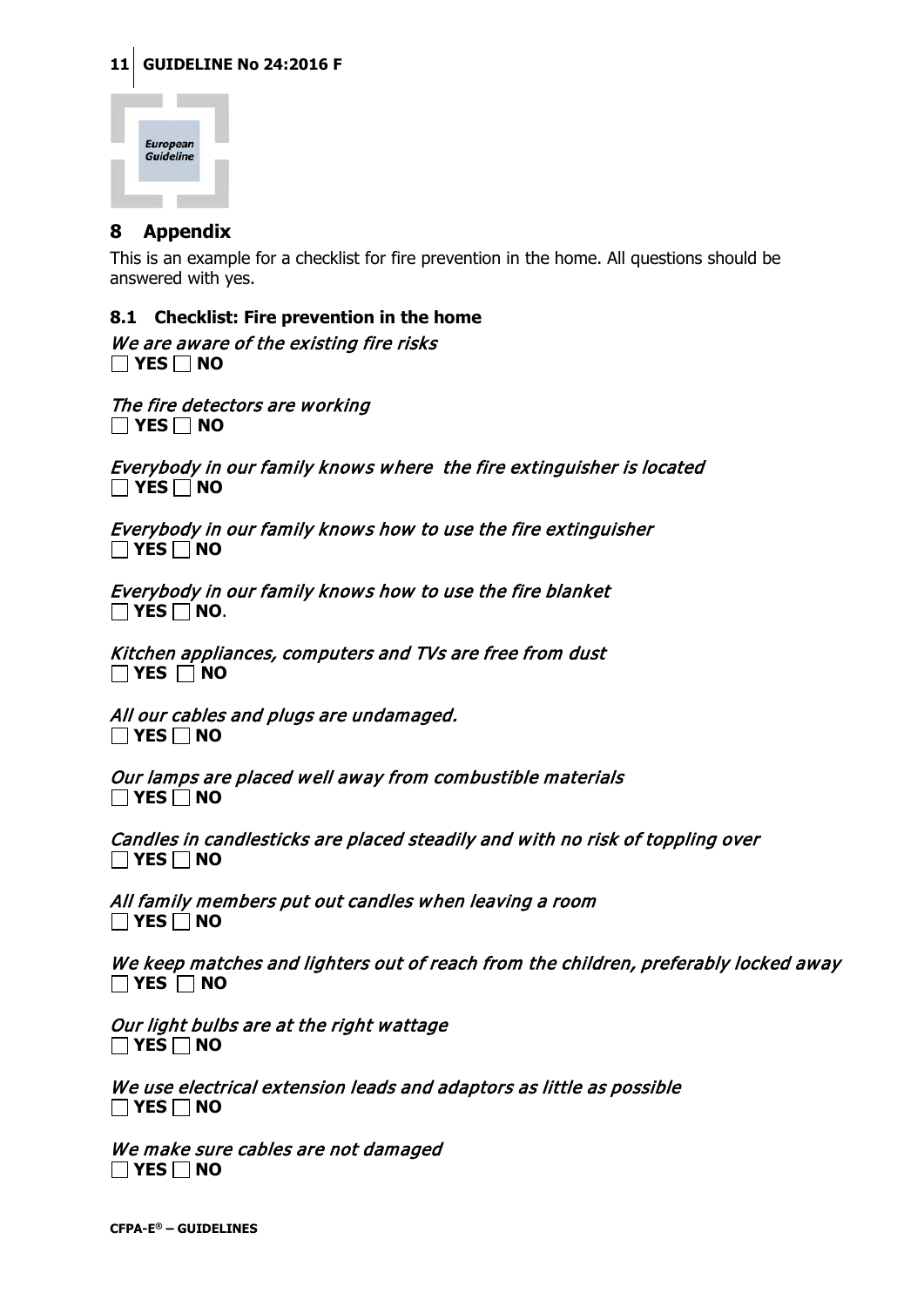## 8 Appendix

This is an example for a checklist for fire prevention in the home. All questions should be answered with yes.

### 8.1 Checklist: Fire prevention in the home

*We are aware of the existing fire risks*
☐ **YES** ☐ **NO**

*The fire detectors are working*
☐ **YES** ☐ **NO**

*Everybody in our family knows where the fire extinguisher is located*
☐ **YES** ☐ **NO**

*Everybody in our family knows how to use the fire extinguisher*
☐ **YES** ☐ **NO**

*Everybody in our family knows how to use the fire blanket*
☐ **YES** ☐ **NO**.

*Kitchen appliances, computers and TVs are free from dust*
☐ **YES** ☐ **NO**

*All our cables and plugs are undamaged.*
☐ **YES** ☐ **NO**

*Our lamps are placed well away from combustible materials*
☐ **YES** ☐ **NO**

*Candles in candlesticks are placed steadily and with no risk of toppling over*
☐ **YES** ☐ **NO**

*All family members put out candles when leaving a room*
☐ **YES** ☐ **NO**

*We keep matches and lighters out of reach from the children, preferably locked away*
☐ **YES** ☐ **NO**

*Our light bulbs are at the right wattage*
☐ **YES** ☐ **NO**

*We use electrical extension leads and adaptors as little as possible*
☐ **YES** ☐ **NO**

*We make sure cables are not damaged*
☐ **YES** ☐ **NO**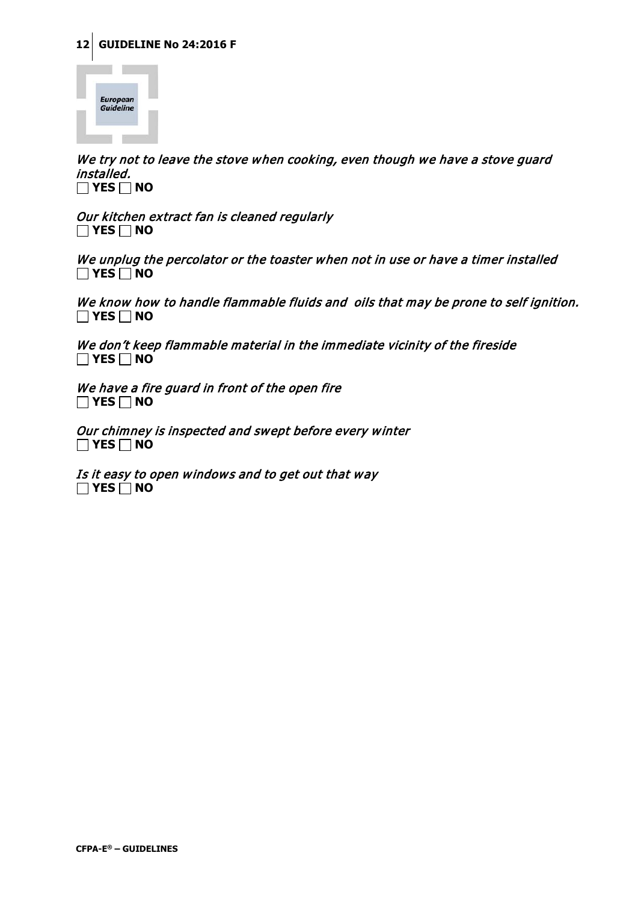*We try not to leave the stove when cooking, even though we have a stove guard installed.*
☐ **YES** ☐ **NO**

*Our kitchen extract fan is cleaned regularly*
☐ **YES** ☐ **NO**

*We unplug the percolator or the toaster when not in use or have a timer installed*
☐ **YES** ☐ **NO**

*We know how to handle flammable fluids and oils that may be prone to self ignition.*
☐ **YES** ☐ **NO**

*We don't keep flammable material in the immediate vicinity of the fireside*
☐ **YES** ☐ **NO**

*We have a fire guard in front of the open fire*
☐ **YES** ☐ **NO**

*Our chimney is inspected and swept before every winter*
☐ **YES** ☐ **NO**

*Is it easy to open windows and to get out that way*
☐ **YES** ☐ **NO**